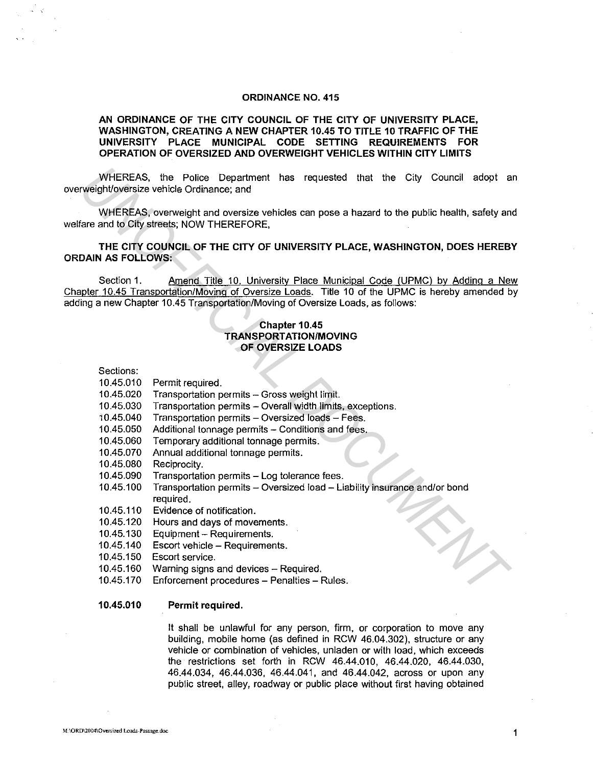**ORDINANCE NO. 415**

**AN ORDINANCE OF THE CITY COUNCIL OF THE CITY OF UNIVERSITY PLACE, WASHINGTON, CREATING A NEW CHAPTER 10.45 TO TITLE 10 TRAFFIC OF THE UNIVERSITY PLACE MUNICIPAL CODE SETTING REQUIREMENTS FOR OPERATION OF OVERSIZED AND OVERWEIGHT VEHICLES WITHIN CITY LIMITS**

WHEREAS, the Police Department has requested that the City Council adopt an overweight/oversize vehicle Ordinance; and

WHEREAS, overweight and oversize vehicles can pose a hazard to the public health, safety and welfare and to City streets; NOW THEREFORE,

**THE CITY COUNCIL OF THE CITY OF UNIVERSITY PLACE, WASHINGTON, DOES HEREBY ORDAIN AS FOLLOWS:**

Section 1. Amend Title 10, University Place Municipal Code (UPMC) by Adding a New Chapter 10.45 Transportation/Moving of Oversize Loads. Title 10 of the UPMC is hereby amended by adding a new Chapter 10.45 Transportation/Moving of Oversize Loads, as follows:

**Chapter 10.45**
**TRANSPORTATION/MOVING OF OVERSIZE LOADS**

Sections:

- 10.45.010 Permit required.
- 10.45.020 Transportation permits – Gross weight limit.
- 10.45.030 Transportation permits – Overall width limits, exceptions.
- 10.45.040 Transportation permits – Oversized loads – Fees.
- 10.45.050 Additional tonnage permits – Conditions and fees.
- 10.45.060 Temporary additional tonnage permits.
- 10.45.070 Annual additional tonnage permits.
- 10.45.080 Reciprocity.
- 10.45.090 Transportation permits – Log tolerance fees.
- 10.45.100 Transportation permits – Oversized load – Liability insurance and/or bond required.
- 10.45.110 Evidence of notification.
- 10.45.120 Hours and days of movements.
- 10.45.130 Equipment – Requirements.
- 10.45.140 Escort vehicle – Requirements.
- 10.45.150 Escort service.
- 10.45.160 Warning signs and devices – Required.
- 10.45.170 Enforcement procedures – Penalties – Rules.

**10.45.010 Permit required.**

It shall be unlawful for any person, firm, or corporation to move any building, mobile home (as defined in RCW 46.04.302), structure or any vehicle or combination of vehicles, unladen or with load, which exceeds the restrictions set forth in RCW 46.44.010, 46.44.020, 46.44.030, 46.44.034, 46.44.036, 46.44.041, and 46.44.042, across or upon any public street, alley, roadway or public place without first having obtained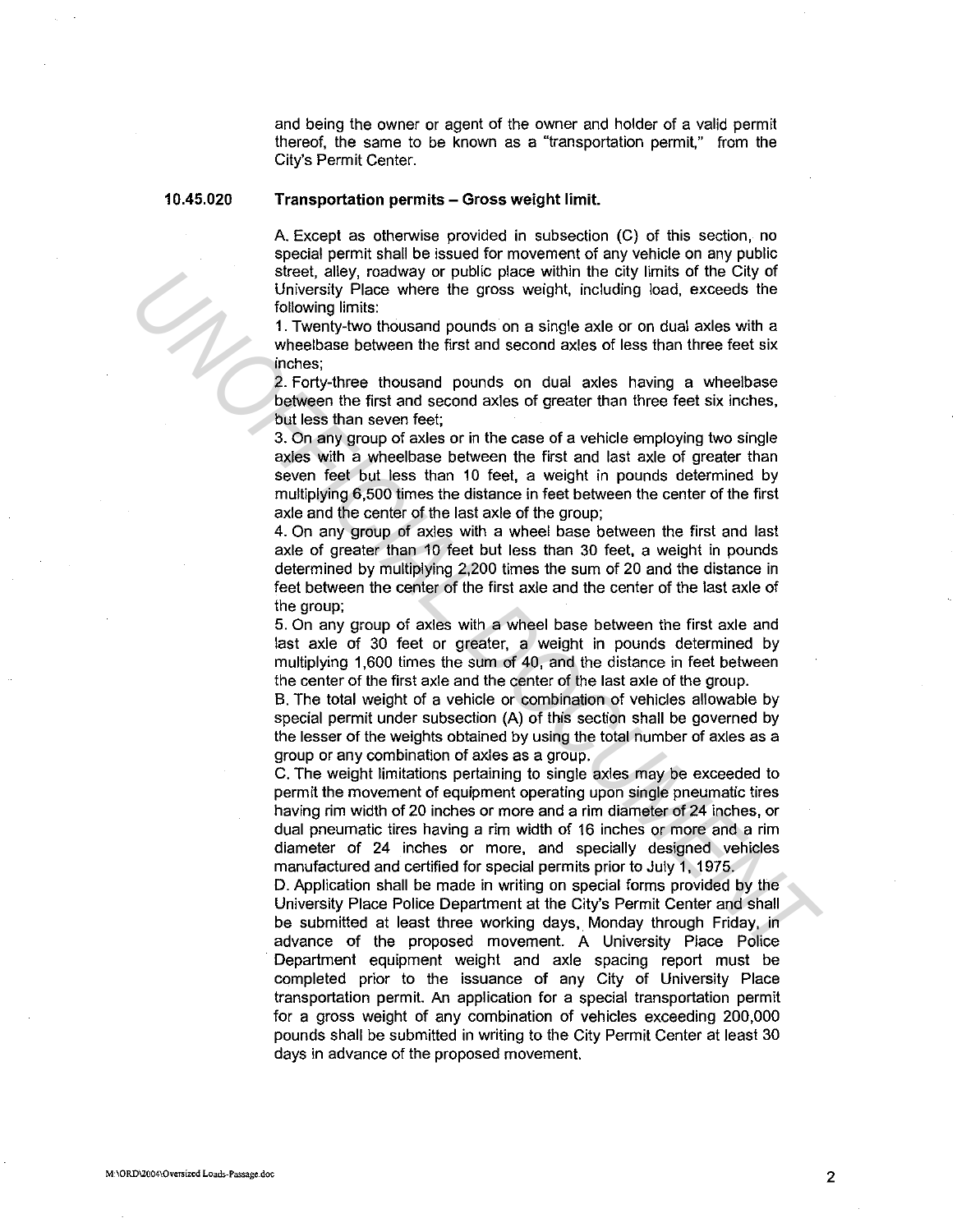and being the owner or agent of the owner and holder of a valid permit thereof, the same to be known as a "transportation permit," from the City's Permit Center.

**10.45.020 Transportation permits – Gross weight limit.**

A. Except as otherwise provided in subsection (C) of this section, no special permit shall be issued for movement of any vehicle on any public street, alley, roadway or public place within the city limits of the City of University Place where the gross weight, including load, exceeds the following limits:

1. Twenty-two thousand pounds on a single axle or on dual axles with a wheelbase between the first and second axles of less than three feet six inches;
2. Forty-three thousand pounds on dual axles having a wheelbase between the first and second axles of greater than three feet six inches, but less than seven feet;
3. On any group of axles or in the case of a vehicle employing two single axles with a wheelbase between the first and last axle of greater than seven feet but less than 10 feet, a weight in pounds determined by multiplying 6,500 times the distance in feet between the center of the first axle and the center of the last axle of the group;
4. On any group of axles with a wheel base between the first and last axle of greater than 10 feet but less than 30 feet, a weight in pounds determined by multiplying 2,200 times the sum of 20 and the distance in feet between the center of the first axle and the center of the last axle of the group;
5. On any group of axles with a wheel base between the first axle and last axle of 30 feet or greater, a weight in pounds determined by multiplying 1,600 times the sum of 40, and the distance in feet between the center of the first axle and the center of the last axle of the group.

B. The total weight of a vehicle or combination of vehicles allowable by special permit under subsection (A) of this section shall be governed by the lesser of the weights obtained by using the total number of axles as a group or any combination of axles as a group.

C. The weight limitations pertaining to single axles may be exceeded to permit the movement of equipment operating upon single pneumatic tires having rim width of 20 inches or more and a rim diameter of 24 inches, or dual pneumatic tires having a rim width of 16 inches or more and a rim diameter of 24 inches or more, and specially designed vehicles manufactured and certified for special permits prior to July 1, 1975.

D. Application shall be made in writing on special forms provided by the University Place Police Department at the City's Permit Center and shall be submitted at least three working days, Monday through Friday, in advance of the proposed movement. A University Place Police Department equipment weight and axle spacing report must be completed prior to the issuance of any City of University Place transportation permit. An application for a special transportation permit for a gross weight of any combination of vehicles exceeding 200,000 pounds shall be submitted in writing to the City Permit Center at least 30 days in advance of the proposed movement.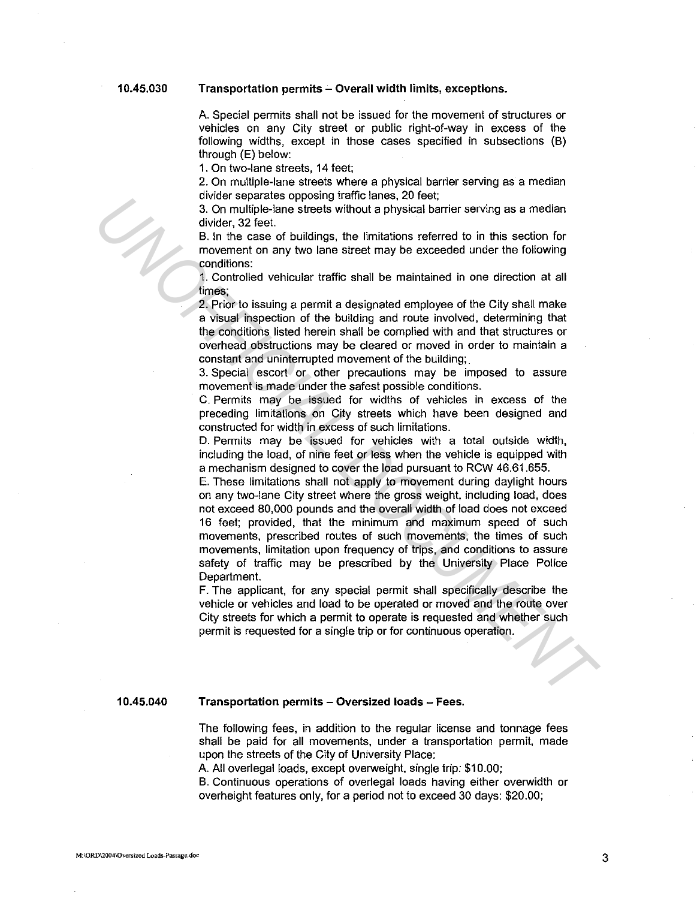**10.45.030 Transportation permits – Overall width limits, exceptions.**

A. Special permits shall not be issued for the movement of structures or vehicles on any City street or public right-of-way in excess of the following widths, except in those cases specified in subsections (B) through (E) below:

1. On two-lane streets, 14 feet;
2. On multiple-lane streets where a physical barrier serving as a median divider separates opposing traffic lanes, 20 feet;
3. On multiple-lane streets without a physical barrier serving as a median divider, 32 feet.

B. In the case of buildings, the limitations referred to in this section for movement on any two lane street may be exceeded under the following conditions:

1. Controlled vehicular traffic shall be maintained in one direction at all times;
2. Prior to issuing a permit a designated employee of the City shall make a visual inspection of the building and route involved, determining that the conditions listed herein shall be complied with and that structures or overhead obstructions may be cleared or moved in order to maintain a constant and uninterrupted movement of the building;
3. Special escort or other precautions may be imposed to assure movement is made under the safest possible conditions.

C. Permits may be issued for widths of vehicles in excess of the preceding limitations on City streets which have been designed and constructed for width in excess of such limitations.

D. Permits may be issued for vehicles with a total outside width, including the load, of nine feet or less when the vehicle is equipped with a mechanism designed to cover the load pursuant to RCW 46.61.655.

E. These limitations shall not apply to movement during daylight hours on any two-lane City street where the gross weight, including load, does not exceed 80,000 pounds and the overall width of load does not exceed 16 feet; provided, that the minimum and maximum speed of such movements, prescribed routes of such movements, the times of such movements, limitation upon frequency of trips, and conditions to assure safety of traffic may be prescribed by the University Place Police Department.

F. The applicant, for any special permit shall specifically describe the vehicle or vehicles and load to be operated or moved and the route over City streets for which a permit to operate is requested and whether such permit is requested for a single trip or for continuous operation.

**10.45.040 Transportation permits – Oversized loads – Fees.**

The following fees, in addition to the regular license and tonnage fees shall be paid for all movements, under a transportation permit, made upon the streets of the City of University Place:

A. All overlegal loads, except overweight, single trip: $10.00;

B. Continuous operations of overlegal loads having either overwidth or overheight features only, for a period not to exceed 30 days: $20.00;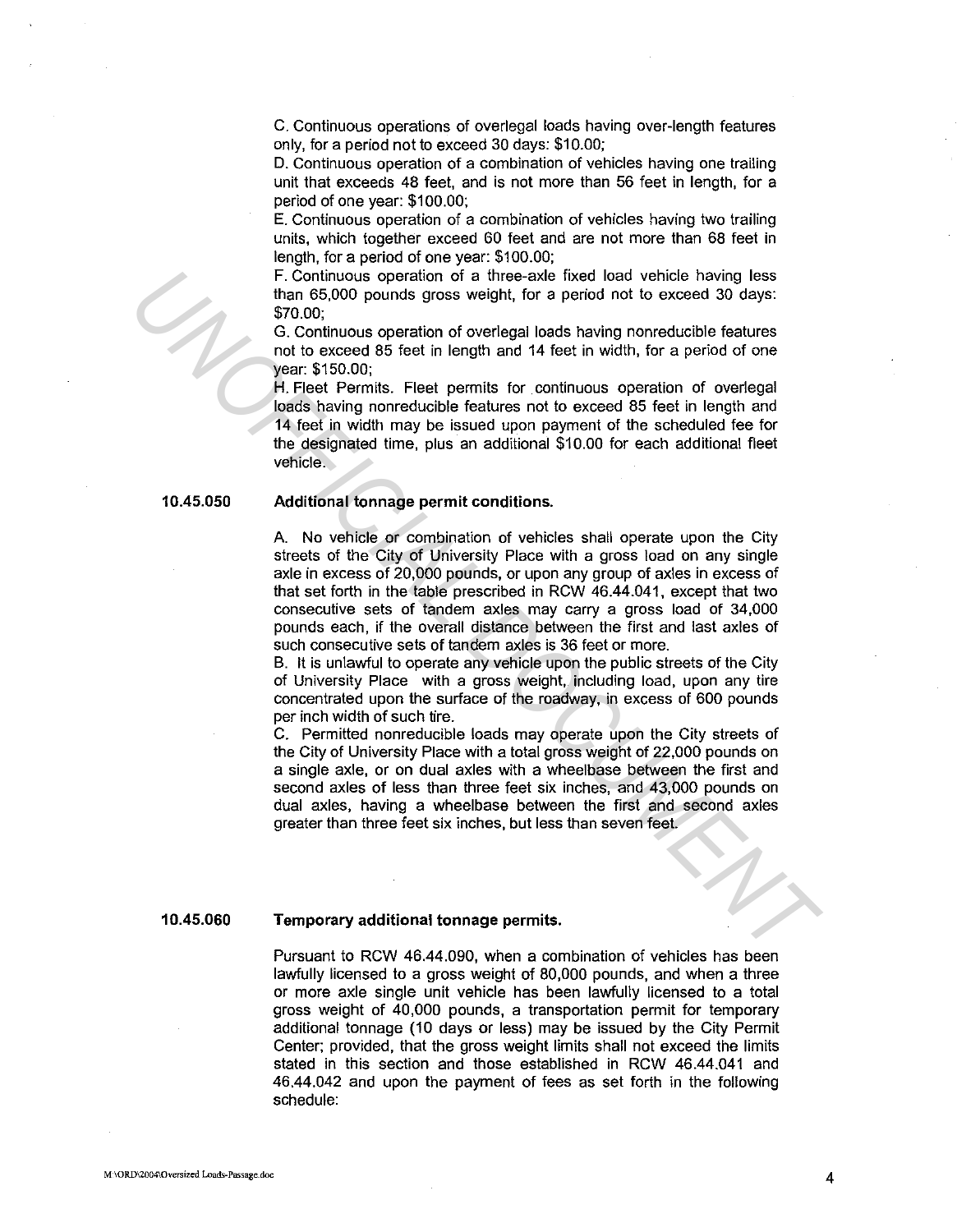C. Continuous operations of overlegal loads having over-length features only, for a period not to exceed 30 days: $10.00;

D. Continuous operation of a combination of vehicles having one trailing unit that exceeds 48 feet, and is not more than 56 feet in length, for a period of one year: $100.00;

E. Continuous operation of a combination of vehicles having two trailing units, which together exceed 60 feet and are not more than 68 feet in length, for a period of one year: $100.00;

F. Continuous operation of a three-axle fixed load vehicle having less than 65,000 pounds gross weight, for a period not to exceed 30 days: $70.00;

G. Continuous operation of overlegal loads having nonreducible features not to exceed 85 feet in length and 14 feet in width, for a period of one year: $150.00;

H. Fleet Permits. Fleet permits for continuous operation of overlegal loads having nonreducible features not to exceed 85 feet in length and 14 feet in width may be issued upon payment of the scheduled fee for the designated time, plus an additional $10.00 for each additional fleet vehicle.

**10.45.050 Additional tonnage permit conditions.**

A. No vehicle or combination of vehicles shall operate upon the City streets of the City of University Place with a gross load on any single axle in excess of 20,000 pounds, or upon any group of axles in excess of that set forth in the table prescribed in RCW 46.44.041, except that two consecutive sets of tandem axles may carry a gross load of 34,000 pounds each, if the overall distance between the first and last axles of such consecutive sets of tandem axles is 36 feet or more.

B. It is unlawful to operate any vehicle upon the public streets of the City of University Place with a gross weight, including load, upon any tire concentrated upon the surface of the roadway, in excess of 600 pounds per inch width of such tire.

C. Permitted nonreducible loads may operate upon the City streets of the City of University Place with a total gross weight of 22,000 pounds on a single axle, or on dual axles with a wheelbase between the first and second axles of less than three feet six inches, and 43,000 pounds on dual axles, having a wheelbase between the first and second axles greater than three feet six inches, but less than seven feet.

**10.45.060 Temporary additional tonnage permits.**

Pursuant to RCW 46.44.090, when a combination of vehicles has been lawfully licensed to a gross weight of 80,000 pounds, and when a three or more axle single unit vehicle has been lawfully licensed to a total gross weight of 40,000 pounds, a transportation permit for temporary additional tonnage (10 days or less) may be issued by the City Permit Center; provided, that the gross weight limits shall not exceed the limits stated in this section and those established in RCW 46.44.041 and 46.44.042 and upon the payment of fees as set forth in the following schedule: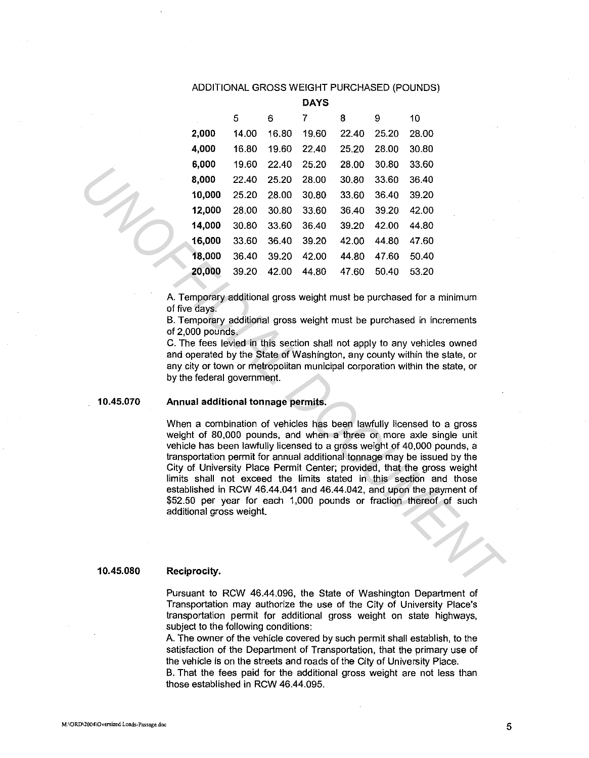ADDITIONAL GROSS WEIGHT PURCHASED (POUNDS)

| | DAYS | | | | | |
|---|---|---|---|---|---|---|
| | 5 | 6 | 7 | 8 | 9 | 10 |
| **2,000** | 14.00 | 16.80 | 19.60 | 22.40 | 25.20 | 28.00 |
| **4,000** | 16.80 | 19.60 | 22.40 | 25.20 | 28.00 | 30.80 |
| **6,000** | 19.60 | 22.40 | 25.20 | 28.00 | 30.80 | 33.60 |
| **8,000** | 22.40 | 25.20 | 28.00 | 30.80 | 33.60 | 36.40 |
| **10,000** | 25.20 | 28.00 | 30.80 | 33.60 | 36.40 | 39.20 |
| **12,000** | 28.00 | 30.80 | 33.60 | 36.40 | 39.20 | 42.00 |
| **14,000** | 30.80 | 33.60 | 36.40 | 39.20 | 42.00 | 44.80 |
| **16,000** | 33.60 | 36.40 | 39.20 | 42.00 | 44.80 | 47.60 |
| **18,000** | 36.40 | 39.20 | 42.00 | 44.80 | 47.60 | 50.40 |
| **20,000** | 39.20 | 42.00 | 44.80 | 47.60 | 50.40 | 53.20 |

A. Temporary additional gross weight must be purchased for a minimum of five days.
B. Temporary additional gross weight must be purchased in increments of 2,000 pounds.
C. The fees levied in this section shall not apply to any vehicles owned and operated by the State of Washington, any county within the state, or any city or town or metropolitan municipal corporation within the state, or by the federal government.

**10.45.070 Annual additional tonnage permits.**

When a combination of vehicles has been lawfully licensed to a gross weight of 80,000 pounds, and when a three or more axle single unit vehicle has been lawfully licensed to a gross weight of 40,000 pounds, a transportation permit for annual additional tonnage may be issued by the City of University Place Permit Center; provided, that the gross weight limits shall not exceed the limits stated in this section and those established in RCW 46.44.041 and 46.44.042, and upon the payment of $52.50 per year for each 1,000 pounds or fraction thereof of such additional gross weight.

**10.45.080 Reciprocity.**

Pursuant to RCW 46.44.096, the State of Washington Department of Transportation may authorize the use of the City of University Place's transportation permit for additional gross weight on state highways, subject to the following conditions:
A. The owner of the vehicle covered by such permit shall establish, to the satisfaction of the Department of Transportation, that the primary use of the vehicle is on the streets and roads of the City of University Place.
B. That the fees paid for the additional gross weight are not less than those established in RCW 46.44.095.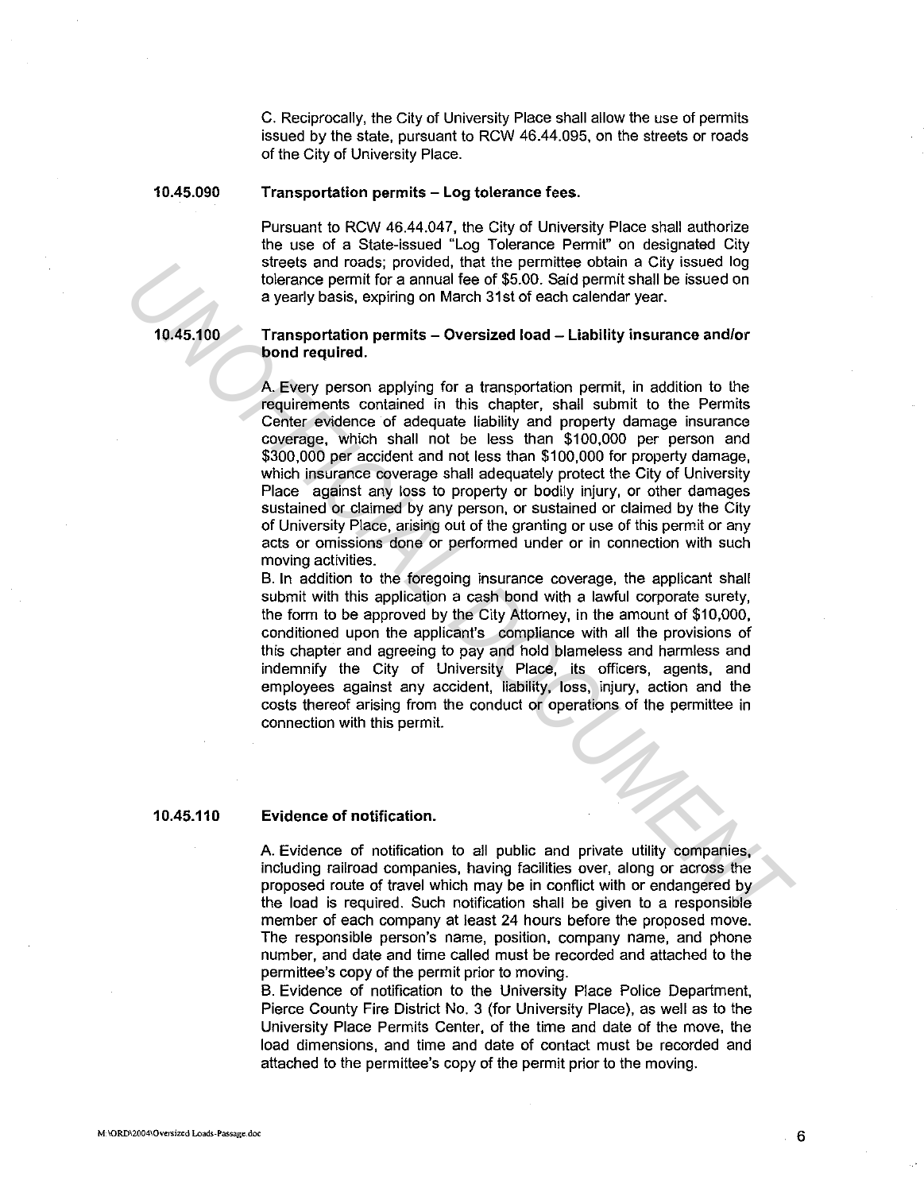C. Reciprocally, the City of University Place shall allow the use of permits issued by the state, pursuant to RCW 46.44.095, on the streets or roads of the City of University Place.

**10.45.090 Transportation permits – Log tolerance fees.**

Pursuant to RCW 46.44.047, the City of University Place shall authorize the use of a State-issued "Log Tolerance Permit" on designated City streets and roads; provided, that the permittee obtain a City issued log tolerance permit for a annual fee of $5.00. Said permit shall be issued on a yearly basis, expiring on March 31st of each calendar year.

**10.45.100 Transportation permits – Oversized load – Liability insurance and/or bond required.**

A. Every person applying for a transportation permit, in addition to the requirements contained in this chapter, shall submit to the Permits Center evidence of adequate liability and property damage insurance coverage, which shall not be less than $100,000 per person and $300,000 per accident and not less than $100,000 for property damage, which insurance coverage shall adequately protect the City of University Place against any loss to property or bodily injury, or other damages sustained or claimed by any person, or sustained or claimed by the City of University Place, arising out of the granting or use of this permit or any acts or omissions done or performed under or in connection with such moving activities.

B. In addition to the foregoing insurance coverage, the applicant shall submit with this application a cash bond with a lawful corporate surety, the form to be approved by the City Attorney, in the amount of $10,000, conditioned upon the applicant's compliance with all the provisions of this chapter and agreeing to pay and hold blameless and harmless and indemnify the City of University Place, its officers, agents, and employees against any accident, liability, loss, injury, action and the costs thereof arising from the conduct or operations of the permittee in connection with this permit.

**10.45.110 Evidence of notification.**

A. Evidence of notification to all public and private utility companies, including railroad companies, having facilities over, along or across the proposed route of travel which may be in conflict with or endangered by the load is required. Such notification shall be given to a responsible member of each company at least 24 hours before the proposed move. The responsible person's name, position, company name, and phone number, and date and time called must be recorded and attached to the permittee's copy of the permit prior to moving.

B. Evidence of notification to the University Place Police Department, Pierce County Fire District No. 3 (for University Place), as well as to the University Place Permits Center, of the time and date of the move, the load dimensions, and time and date of contact must be recorded and attached to the permittee's copy of the permit prior to the moving.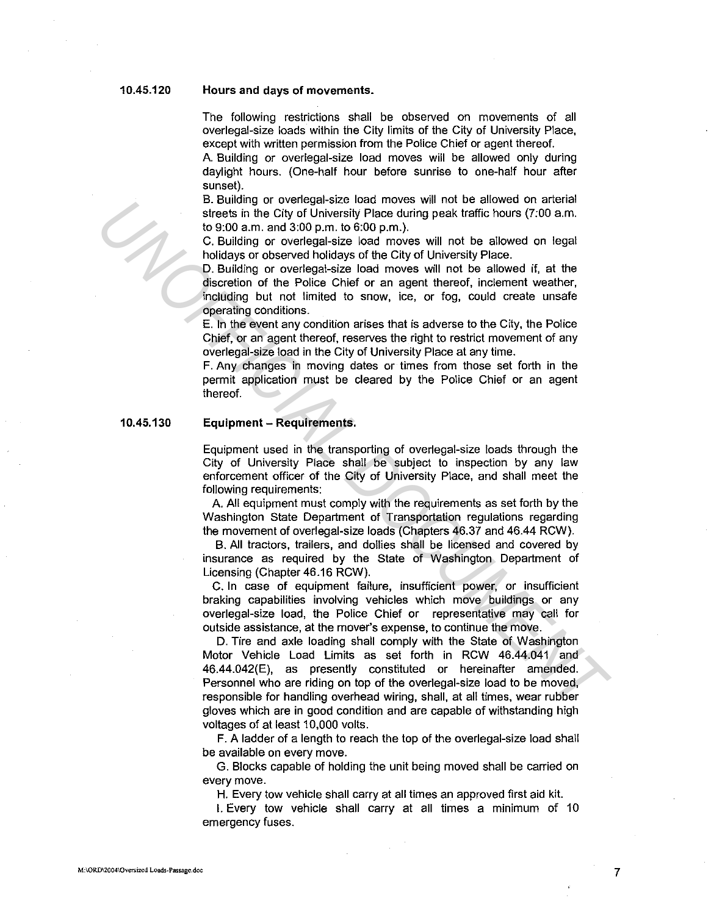### 10.45.120 Hours and days of movements.

The following restrictions shall be observed on movements of all overlegal-size loads within the City limits of the City of University Place, except with written permission from the Police Chief or agent thereof.

A. Building or overlegal-size load moves will be allowed only during daylight hours. (One-half hour before sunrise to one-half hour after sunset).

B. Building or overlegal-size load moves will not be allowed on arterial streets in the City of University Place during peak traffic hours (7:00 a.m. to 9:00 a.m. and 3:00 p.m. to 6:00 p.m.).

C. Building or overlegal-size load moves will not be allowed on legal holidays or observed holidays of the City of University Place.

D. Building or overlegal-size load moves will not be allowed if, at the discretion of the Police Chief or an agent thereof, inclement weather, including but not limited to snow, ice, or fog, could create unsafe operating conditions.

E. In the event any condition arises that is adverse to the City, the Police Chief, or an agent thereof, reserves the right to restrict movement of any overlegal-size load in the City of University Place at any time.

F. Any changes in moving dates or times from those set forth in the permit application must be cleared by the Police Chief or an agent thereof.

### 10.45.130 Equipment – Requirements.

Equipment used in the transporting of overlegal-size loads through the City of University Place shall be subject to inspection by any law enforcement officer of the City of University Place, and shall meet the following requirements:

A. All equipment must comply with the requirements as set forth by the Washington State Department of Transportation regulations regarding the movement of overlegal-size loads (Chapters 46.37 and 46.44 RCW).

B. All tractors, trailers, and dollies shall be licensed and covered by insurance as required by the State of Washington Department of Licensing (Chapter 46.16 RCW).

C. In case of equipment failure, insufficient power, or insufficient braking capabilities involving vehicles which move buildings or any overlegal-size load, the Police Chief or representative may call for outside assistance, at the mover's expense, to continue the move.

D. Tire and axle loading shall comply with the State of Washington Motor Vehicle Load Limits as set forth in RCW 46.44.041 and 46.44.042(E), as presently constituted or hereinafter amended. Personnel who are riding on top of the overlegal-size load to be moved, responsible for handling overhead wiring, shall, at all times, wear rubber gloves which are in good condition and are capable of withstanding high voltages of at least 10,000 volts.

F. A ladder of a length to reach the top of the overlegal-size load shall be available on every move.

G. Blocks capable of holding the unit being moved shall be carried on every move.

H. Every tow vehicle shall carry at all times an approved first aid kit.

I. Every tow vehicle shall carry at all times a minimum of 10 emergency fuses.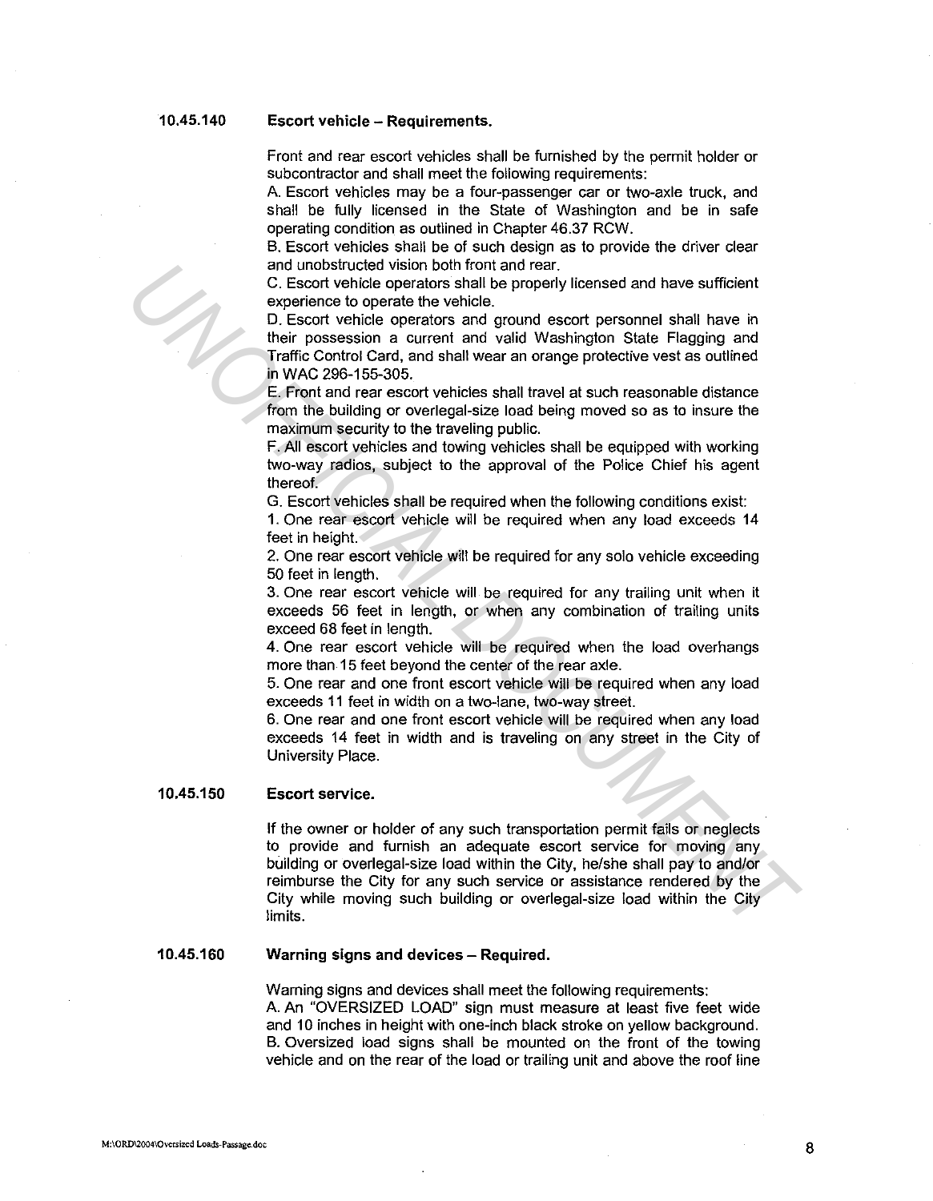### 10.45.140 Escort vehicle – Requirements.

Front and rear escort vehicles shall be furnished by the permit holder or subcontractor and shall meet the following requirements:

A. Escort vehicles may be a four-passenger car or two-axle truck, and shall be fully licensed in the State of Washington and be in safe operating condition as outlined in Chapter 46.37 RCW.

B. Escort vehicles shall be of such design as to provide the driver clear and unobstructed vision both front and rear.

C. Escort vehicle operators shall be properly licensed and have sufficient experience to operate the vehicle.

D. Escort vehicle operators and ground escort personnel shall have in their possession a current and valid Washington State Flagging and Traffic Control Card, and shall wear an orange protective vest as outlined in WAC 296-155-305.

E. Front and rear escort vehicles shall travel at such reasonable distance from the building or overlegal-size load being moved so as to insure the maximum security to the traveling public.

F. All escort vehicles and towing vehicles shall be equipped with working two-way radios, subject to the approval of the Police Chief his agent thereof.

G. Escort vehicles shall be required when the following conditions exist:

1. One rear escort vehicle will be required when any load exceeds 14 feet in height.
2. One rear escort vehicle will be required for any solo vehicle exceeding 50 feet in length.
3. One rear escort vehicle will be required for any trailing unit when it exceeds 56 feet in length, or when any combination of trailing units exceed 68 feet in length.
4. One rear escort vehicle will be required when the load overhangs more than 15 feet beyond the center of the rear axle.
5. One rear and one front escort vehicle will be required when any load exceeds 11 feet in width on a two-lane, two-way street.
6. One rear and one front escort vehicle will be required when any load exceeds 14 feet in width and is traveling on any street in the City of University Place.

### 10.45.150 Escort service.

If the owner or holder of any such transportation permit fails or neglects to provide and furnish an adequate escort service for moving any building or overlegal-size load within the City, he/she shall pay to and/or reimburse the City for any such service or assistance rendered by the City while moving such building or overlegal-size load within the City limits.

### 10.45.160 Warning signs and devices – Required.

Warning signs and devices shall meet the following requirements:

A. An "OVERSIZED LOAD" sign must measure at least five feet wide and 10 inches in height with one-inch black stroke on yellow background.

B. Oversized load signs shall be mounted on the front of the towing vehicle and on the rear of the load or trailing unit and above the roof line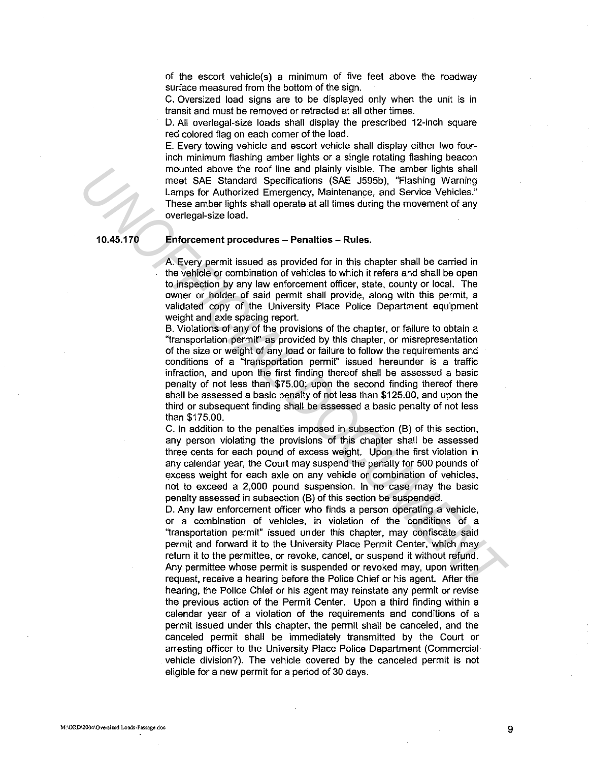of the escort vehicle(s) a minimum of five feet above the roadway surface measured from the bottom of the sign.

C. Oversized load signs are to be displayed only when the unit is in transit and must be removed or retracted at all other times.

D. All overlegal-size loads shall display the prescribed 12-inch square red colored flag on each corner of the load.

E. Every towing vehicle and escort vehicle shall display either two four-inch minimum flashing amber lights or a single rotating flashing beacon mounted above the roof line and plainly visible. The amber lights shall meet SAE Standard Specifications (SAE J595b), "Flashing Warning Lamps for Authorized Emergency, Maintenance, and Service Vehicles." These amber lights shall operate at all times during the movement of any overlegal-size load.

**10.45.170 Enforcement procedures – Penalties – Rules.**

A. Every permit issued as provided for in this chapter shall be carried in the vehicle or combination of vehicles to which it refers and shall be open to inspection by any law enforcement officer, state, county or local. The owner or holder of said permit shall provide, along with this permit, a validated copy of the University Place Police Department equipment weight and axle spacing report.

B. Violations of any of the provisions of the chapter, or failure to obtain a "transportation permit" as provided by this chapter, or misrepresentation of the size or weight of any load or failure to follow the requirements and conditions of a "transportation permit" issued hereunder is a traffic infraction, and upon the first finding thereof shall be assessed a basic penalty of not less than $75.00; upon the second finding thereof there shall be assessed a basic penalty of not less than $125.00, and upon the third or subsequent finding shall be assessed a basic penalty of not less than $175.00.

C. In addition to the penalties imposed in subsection (B) of this section, any person violating the provisions of this chapter shall be assessed three cents for each pound of excess weight. Upon the first violation in any calendar year, the Court may suspend the penalty for 500 pounds of excess weight for each axle on any vehicle or combination of vehicles, not to exceed a 2,000 pound suspension. In no case may the basic penalty assessed in subsection (B) of this section be suspended.

D. Any law enforcement officer who finds a person operating a vehicle, or a combination of vehicles, in violation of the conditions of a "transportation permit" issued under this chapter, may confiscate said permit and forward it to the University Place Permit Center, which may return it to the permittee, or revoke, cancel, or suspend it without refund. Any permittee whose permit is suspended or revoked may, upon written request, receive a hearing before the Police Chief or his agent. After the hearing, the Police Chief or his agent may reinstate any permit or revise the previous action of the Permit Center. Upon a third finding within a calendar year of a violation of the requirements and conditions of a permit issued under this chapter, the permit shall be canceled, and the canceled permit shall be immediately transmitted by the Court or arresting officer to the University Place Police Department (Commercial vehicle division?). The vehicle covered by the canceled permit is not eligible for a new permit for a period of 30 days.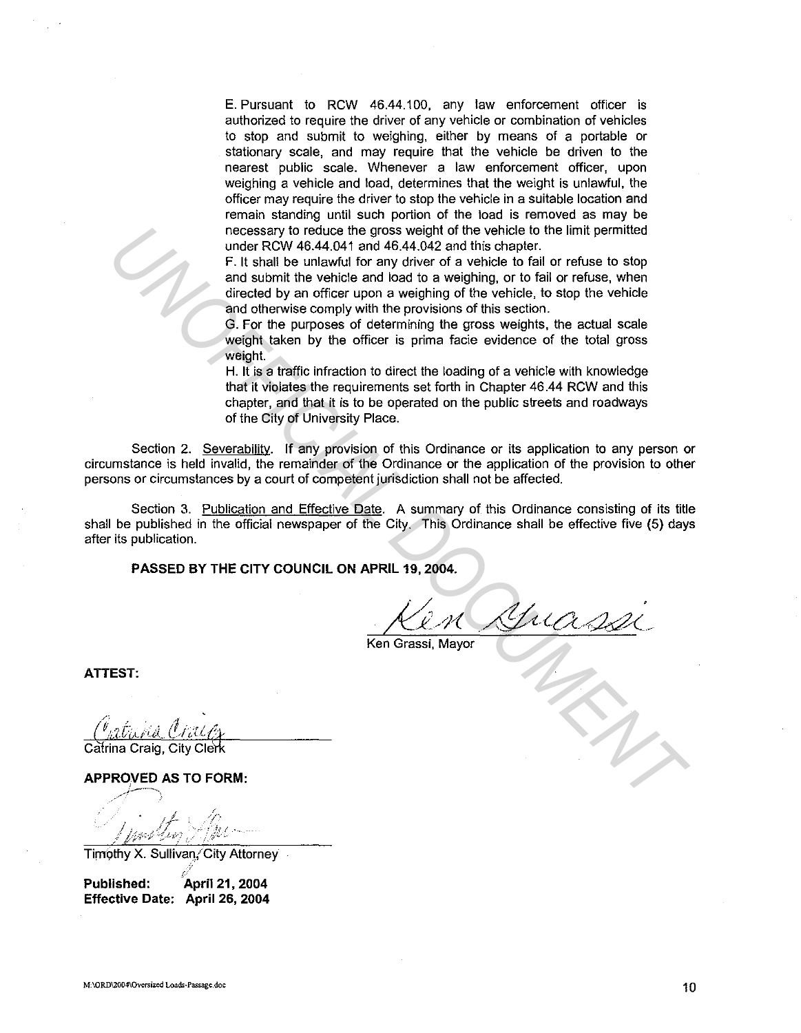E. Pursuant to RCW 46.44.100, any law enforcement officer is authorized to require the driver of any vehicle or combination of vehicles to stop and submit to weighing, either by means of a portable or stationary scale, and may require that the vehicle be driven to the nearest public scale. Whenever a law enforcement officer, upon weighing a vehicle and load, determines that the weight is unlawful, the officer may require the driver to stop the vehicle in a suitable location and remain standing until such portion of the load is removed as may be necessary to reduce the gross weight of the vehicle to the limit permitted under RCW 46.44.041 and 46.44.042 and this chapter.

F. It shall be unlawful for any driver of a vehicle to fail or refuse to stop and submit the vehicle and load to a weighing, or to fail or refuse, when directed by an officer upon a weighing of the vehicle, to stop the vehicle and otherwise comply with the provisions of this section.

G. For the purposes of determining the gross weights, the actual scale weight taken by the officer is prima facie evidence of the total gross weight.

H. It is a traffic infraction to direct the loading of a vehicle with knowledge that it violates the requirements set forth in Chapter 46.44 RCW and this chapter, and that it is to be operated on the public streets and roadways of the City of University Place.

Section 2. Severability. If any provision of this Ordinance or its application to any person or circumstance is held invalid, the remainder of the Ordinance or the application of the provision to other persons or circumstances by a court of competent jurisdiction shall not be affected.

Section 3. Publication and Effective Date. A summary of this Ordinance consisting of its title shall be published in the official newspaper of the City. This Ordinance shall be effective five (5) days after its publication.

**PASSED BY THE CITY COUNCIL ON APRIL 19, 2004.**

Ken Grassi, Mayor

**ATTEST:**

Catrina Craig, City Clerk

**APPROVED AS TO FORM:**

Timothy X. Sullivan, City Attorney

**Published:** April 21, 2004
**Effective Date:** April 26, 2004

M:\ORD\2004\Oversized Loads-Passage.doc